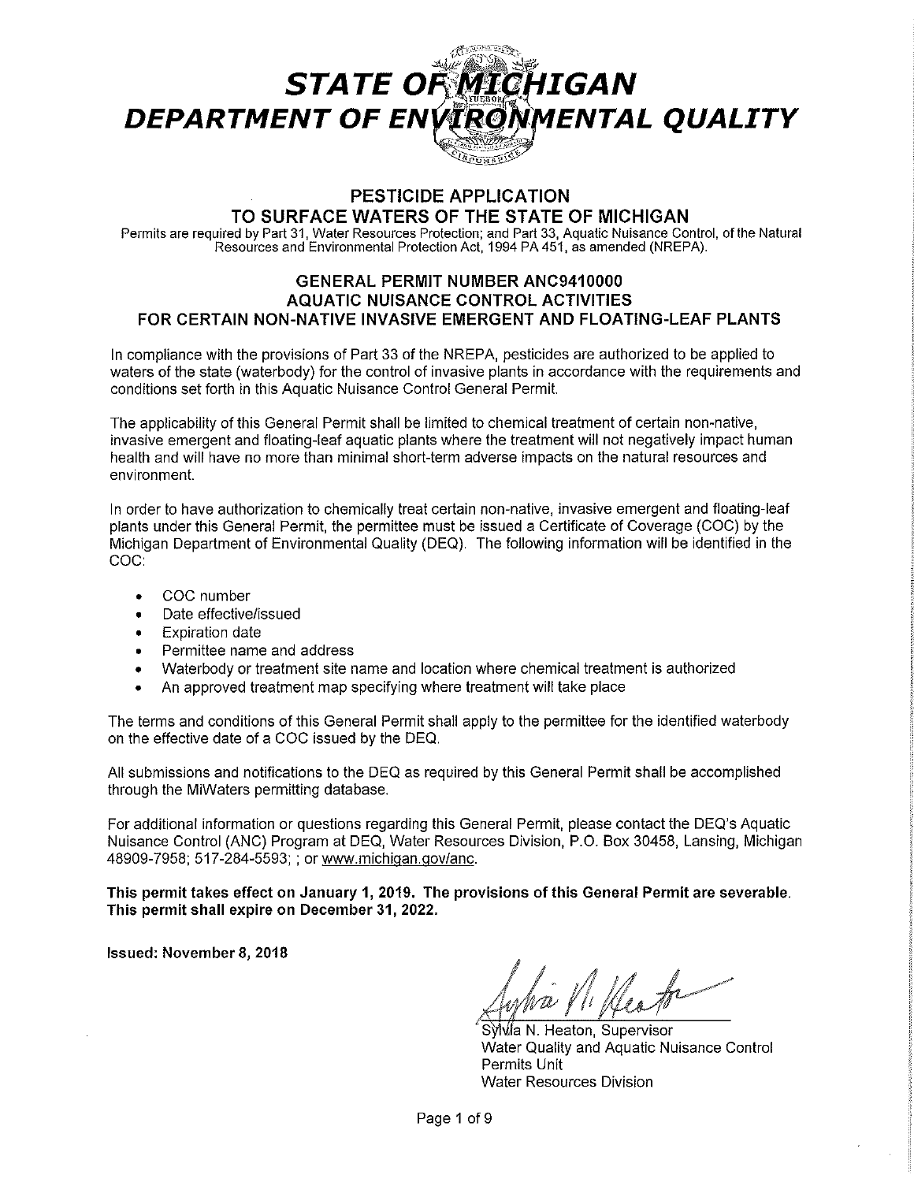# STATE OF MICHIGAN
# DEPARTMENT OF ENVIRONMENTAL QUALITY

## PESTICIDE APPLICATION
## TO SURFACE WATERS OF THE STATE OF MICHIGAN

Permits are required by Part 31, Water Resources Protection; and Part 33, Aquatic Nuisance Control, of the Natural Resources and Environmental Protection Act, 1994 PA 451, as amended (NREPA).

### GENERAL PERMIT NUMBER ANC9410000
### AQUATIC NUISANCE CONTROL ACTIVITIES
### FOR CERTAIN NON-NATIVE INVASIVE EMERGENT AND FLOATING-LEAF PLANTS

In compliance with the provisions of Part 33 of the NREPA, pesticides are authorized to be applied to waters of the state (waterbody) for the control of invasive plants in accordance with the requirements and conditions set forth in this Aquatic Nuisance Control General Permit.

The applicability of this General Permit shall be limited to chemical treatment of certain non-native, invasive emergent and floating-leaf aquatic plants where the treatment will not negatively impact human health and will have no more than minimal short-term adverse impacts on the natural resources and environment.

In order to have authorization to chemically treat certain non-native, invasive emergent and floating-leaf plants under this General Permit, the permittee must be issued a Certificate of Coverage (COC) by the Michigan Department of Environmental Quality (DEQ). The following information will be identified in the COC:

- COC number
- Date effective/issued
- Expiration date
- Permittee name and address
- Waterbody or treatment site name and location where chemical treatment is authorized
- An approved treatment map specifying where treatment will take place

The terms and conditions of this General Permit shall apply to the permittee for the identified waterbody on the effective date of a COC issued by the DEQ.

All submissions and notifications to the DEQ as required by this General Permit shall be accomplished through the MiWaters permitting database.

For additional information or questions regarding this General Permit, please contact the DEQ's Aquatic Nuisance Control (ANC) Program at DEQ, Water Resources Division, P.O. Box 30458, Lansing, Michigan 48909-7958; 517-284-5593; ; or www.michigan.gov/anc.

**This permit takes effect on January 1, 2019. The provisions of this General Permit are severable. This permit shall expire on December 31, 2022.**

**Issued: November 8, 2018**

Sylvia N. Heaton, Supervisor
Water Quality and Aquatic Nuisance Control Permits Unit
Water Resources Division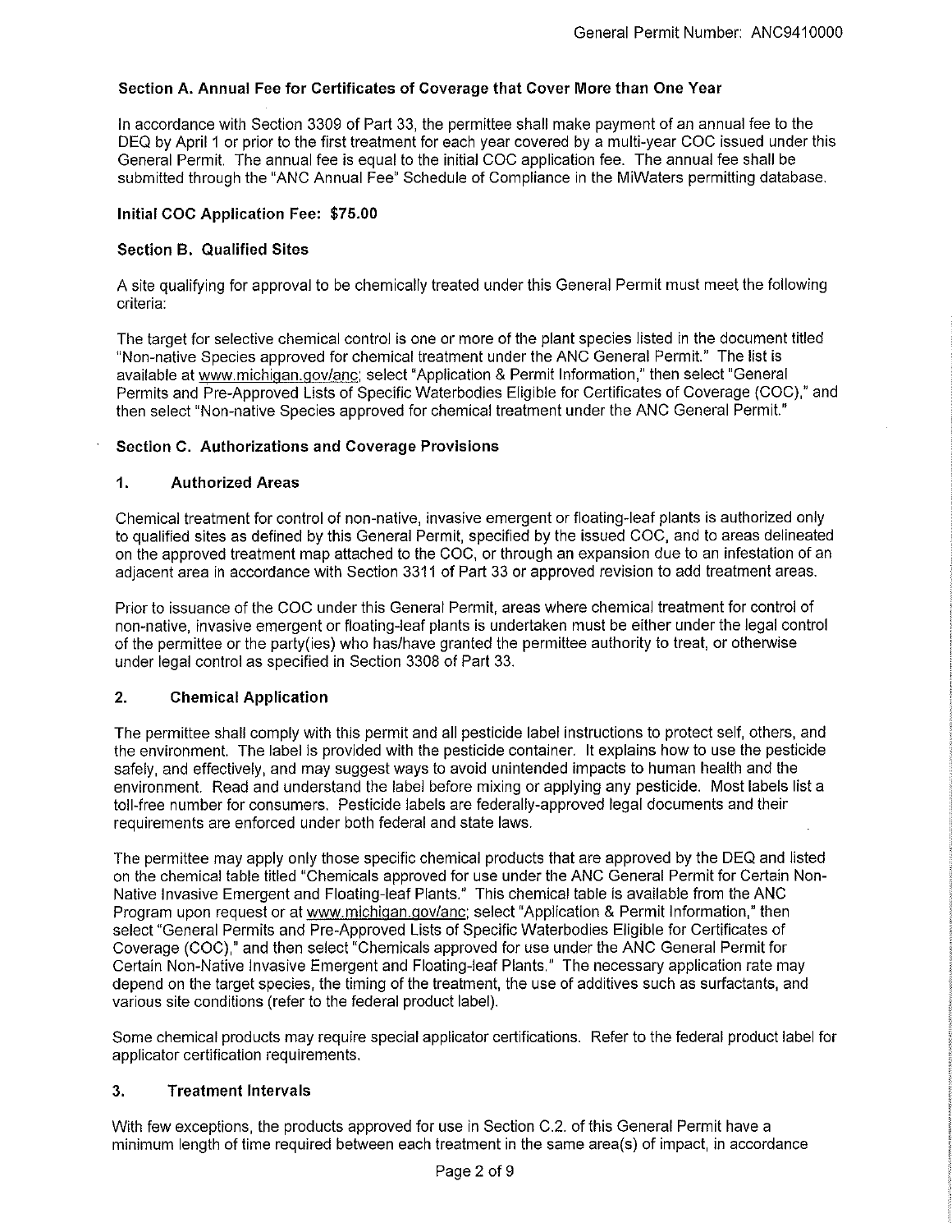### Section A. Annual Fee for Certificates of Coverage that Cover More than One Year

In accordance with Section 3309 of Part 33, the permittee shall make payment of an annual fee to the DEQ by April 1 or prior to the first treatment for each year covered by a multi-year COC issued under this General Permit. The annual fee is equal to the initial COC application fee. The annual fee shall be submitted through the "ANC Annual Fee" Schedule of Compliance in the MiWaters permitting database.

**Initial COC Application Fee: $75.00**

### Section B. Qualified Sites

A site qualifying for approval to be chemically treated under this General Permit must meet the following criteria:

The target for selective chemical control is one or more of the plant species listed in the document titled "Non-native Species approved for chemical treatment under the ANC General Permit." The list is available at www.michigan.gov/anc; select "Application & Permit Information," then select "General Permits and Pre-Approved Lists of Specific Waterbodies Eligible for Certificates of Coverage (COC)," and then select "Non-native Species approved for chemical treatment under the ANC General Permit."

### Section C. Authorizations and Coverage Provisions

#### 1. Authorized Areas

Chemical treatment for control of non-native, invasive emergent or floating-leaf plants is authorized only to qualified sites as defined by this General Permit, specified by the issued COC, and to areas delineated on the approved treatment map attached to the COC, or through an expansion due to an infestation of an adjacent area in accordance with Section 3311 of Part 33 or approved revision to add treatment areas.

Prior to issuance of the COC under this General Permit, areas where chemical treatment for control of non-native, invasive emergent or floating-leaf plants is undertaken must be either under the legal control of the permittee or the party(ies) who has/have granted the permittee authority to treat, or otherwise under legal control as specified in Section 3308 of Part 33.

#### 2. Chemical Application

The permittee shall comply with this permit and all pesticide label instructions to protect self, others, and the environment. The label is provided with the pesticide container. It explains how to use the pesticide safely, and effectively, and may suggest ways to avoid unintended impacts to human health and the environment. Read and understand the label before mixing or applying any pesticide. Most labels list a toll-free number for consumers. Pesticide labels are federally-approved legal documents and their requirements are enforced under both federal and state laws.

The permittee may apply only those specific chemical products that are approved by the DEQ and listed on the chemical table titled "Chemicals approved for use under the ANC General Permit for Certain Non-Native Invasive Emergent and Floating-leaf Plants." This chemical table is available from the ANC Program upon request or at www.michigan.gov/anc; select "Application & Permit Information," then select "General Permits and Pre-Approved Lists of Specific Waterbodies Eligible for Certificates of Coverage (COC)," and then select "Chemicals approved for use under the ANC General Permit for Certain Non-Native Invasive Emergent and Floating-leaf Plants." The necessary application rate may depend on the target species, the timing of the treatment, the use of additives such as surfactants, and various site conditions (refer to the federal product label).

Some chemical products may require special applicator certifications. Refer to the federal product label for applicator certification requirements.

#### 3. Treatment Intervals

With few exceptions, the products approved for use in Section C.2. of this General Permit have a minimum length of time required between each treatment in the same area(s) of impact, in accordance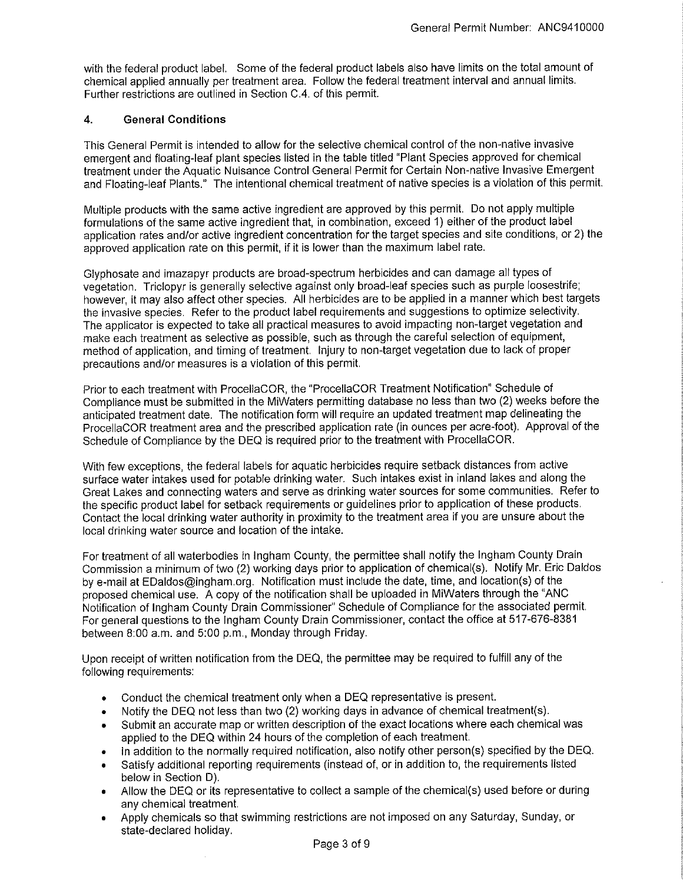with the federal product label. Some of the federal product labels also have limits on the total amount of chemical applied annually per treatment area. Follow the federal treatment interval and annual limits. Further restrictions are outlined in Section C.4. of this permit.

## 4. General Conditions

This General Permit is intended to allow for the selective chemical control of the non-native invasive emergent and floating-leaf plant species listed in the table titled "Plant Species approved for chemical treatment under the Aquatic Nuisance Control General Permit for Certain Non-native Invasive Emergent and Floating-leaf Plants." The intentional chemical treatment of native species is a violation of this permit.

Multiple products with the same active ingredient are approved by this permit. Do not apply multiple formulations of the same active ingredient that, in combination, exceed 1) either of the product label application rates and/or active ingredient concentration for the target species and site conditions, or 2) the approved application rate on this permit, if it is lower than the maximum label rate.

Glyphosate and imazapyr products are broad-spectrum herbicides and can damage all types of vegetation. Triclopyr is generally selective against only broad-leaf species such as purple loosestrife; however, it may also affect other species. All herbicides are to be applied in a manner which best targets the invasive species. Refer to the product label requirements and suggestions to optimize selectivity. The applicator is expected to take all practical measures to avoid impacting non-target vegetation and make each treatment as selective as possible, such as through the careful selection of equipment, method of application, and timing of treatment. Injury to non-target vegetation due to lack of proper precautions and/or measures is a violation of this permit.

Prior to each treatment with ProcellaCOR, the "ProcellaCOR Treatment Notification" Schedule of Compliance must be submitted in the MiWaters permitting database no less than two (2) weeks before the anticipated treatment date. The notification form will require an updated treatment map delineating the ProcellaCOR treatment area and the prescribed application rate (in ounces per acre-foot). Approval of the Schedule of Compliance by the DEQ is required prior to the treatment with ProcellaCOR.

With few exceptions, the federal labels for aquatic herbicides require setback distances from active surface water intakes used for potable drinking water. Such intakes exist in inland lakes and along the Great Lakes and connecting waters and serve as drinking water sources for some communities. Refer to the specific product label for setback requirements or guidelines prior to application of these products. Contact the local drinking water authority in proximity to the treatment area if you are unsure about the local drinking water source and location of the intake.

For treatment of all waterbodies in Ingham County, the permittee shall notify the Ingham County Drain Commission a minimum of two (2) working days prior to application of chemical(s). Notify Mr. Eric Daldos by e-mail at EDaldos@ingham.org. Notification must include the date, time, and location(s) of the proposed chemical use. A copy of the notification shall be uploaded in MiWaters through the "ANC Notification of Ingham County Drain Commissioner" Schedule of Compliance for the associated permit. For general questions to the Ingham County Drain Commissioner, contact the office at 517-676-8381 between 8:00 a.m. and 5:00 p.m., Monday through Friday.

Upon receipt of written notification from the DEQ, the permittee may be required to fulfill any of the following requirements:

- Conduct the chemical treatment only when a DEQ representative is present.
- Notify the DEQ not less than two (2) working days in advance of chemical treatment(s).
- Submit an accurate map or written description of the exact locations where each chemical was applied to the DEQ within 24 hours of the completion of each treatment.
- In addition to the normally required notification, also notify other person(s) specified by the DEQ.
- Satisfy additional reporting requirements (instead of, or in addition to, the requirements listed below in Section D).
- Allow the DEQ or its representative to collect a sample of the chemical(s) used before or during any chemical treatment.
- Apply chemicals so that swimming restrictions are not imposed on any Saturday, Sunday, or state-declared holiday.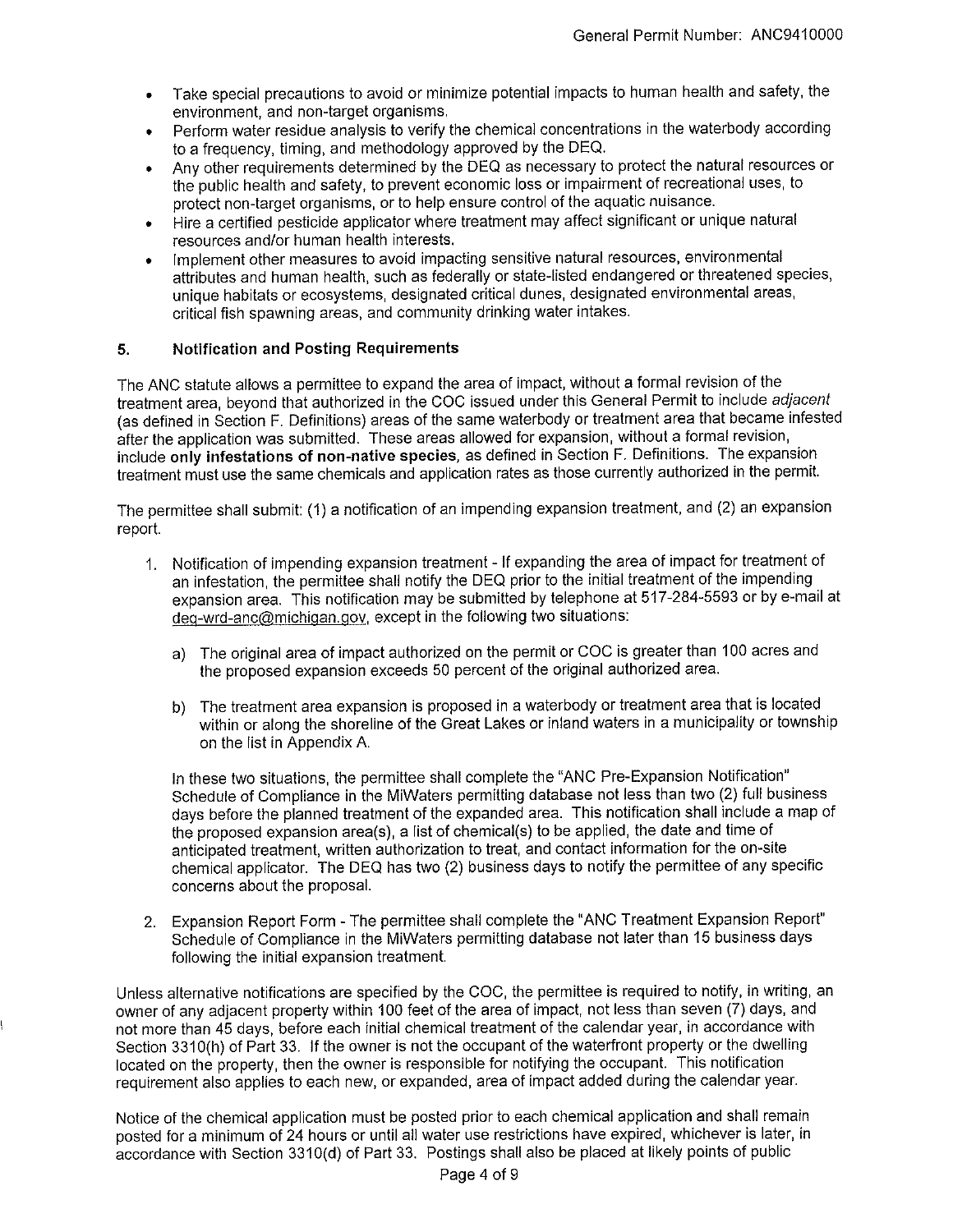- Take special precautions to avoid or minimize potential impacts to human health and safety, the environment, and non-target organisms.
- Perform water residue analysis to verify the chemical concentrations in the waterbody according to a frequency, timing, and methodology approved by the DEQ.
- Any other requirements determined by the DEQ as necessary to protect the natural resources or the public health and safety, to prevent economic loss or impairment of recreational uses, to protect non-target organisms, or to help ensure control of the aquatic nuisance.
- Hire a certified pesticide applicator where treatment may affect significant or unique natural resources and/or human health interests.
- Implement other measures to avoid impacting sensitive natural resources, environmental attributes and human health, such as federally or state-listed endangered or threatened species, unique habitats or ecosystems, designated critical dunes, designated environmental areas, critical fish spawning areas, and community drinking water intakes.

### 5. Notification and Posting Requirements

The ANC statute allows a permittee to expand the area of impact, without a formal revision of the treatment area, beyond that authorized in the COC issued under this General Permit to include *adjacent* (as defined in Section F. Definitions) areas of the same waterbody or treatment area that became infested after the application was submitted. These areas allowed for expansion, without a formal revision, include **only infestations of non-native species**, as defined in Section F. Definitions. The expansion treatment must use the same chemicals and application rates as those currently authorized in the permit.

The permittee shall submit: (1) a notification of an impending expansion treatment, and (2) an expansion report.

1. Notification of impending expansion treatment - If expanding the area of impact for treatment of an infestation, the permittee shall notify the DEQ prior to the initial treatment of the impending expansion area. This notification may be submitted by telephone at 517-284-5593 or by e-mail at deq-wrd-anc@michigan.gov, except in the following two situations:

    a) The original area of impact authorized on the permit or COC is greater than 100 acres and the proposed expansion exceeds 50 percent of the original authorized area.

    b) The treatment area expansion is proposed in a waterbody or treatment area that is located within or along the shoreline of the Great Lakes or inland waters in a municipality or township on the list in Appendix A.

    In these two situations, the permittee shall complete the "ANC Pre-Expansion Notification" Schedule of Compliance in the MiWaters permitting database not less than two (2) full business days before the planned treatment of the expanded area. This notification shall include a map of the proposed expansion area(s), a list of chemical(s) to be applied, the date and time of anticipated treatment, written authorization to treat, and contact information for the on-site chemical applicator. The DEQ has two (2) business days to notify the permittee of any specific concerns about the proposal.

2. Expansion Report Form - The permittee shall complete the "ANC Treatment Expansion Report" Schedule of Compliance in the MiWaters permitting database not later than 15 business days following the initial expansion treatment.

Unless alternative notifications are specified by the COC, the permittee is required to notify, in writing, an owner of any adjacent property within 100 feet of the area of impact, not less than seven (7) days, and not more than 45 days, before each initial chemical treatment of the calendar year, in accordance with Section 3310(h) of Part 33. If the owner is not the occupant of the waterfront property or the dwelling located on the property, then the owner is responsible for notifying the occupant. This notification requirement also applies to each new, or expanded, area of impact added during the calendar year.

Notice of the chemical application must be posted prior to each chemical application and shall remain posted for a minimum of 24 hours or until all water use restrictions have expired, whichever is later, in accordance with Section 3310(d) of Part 33. Postings shall also be placed at likely points of public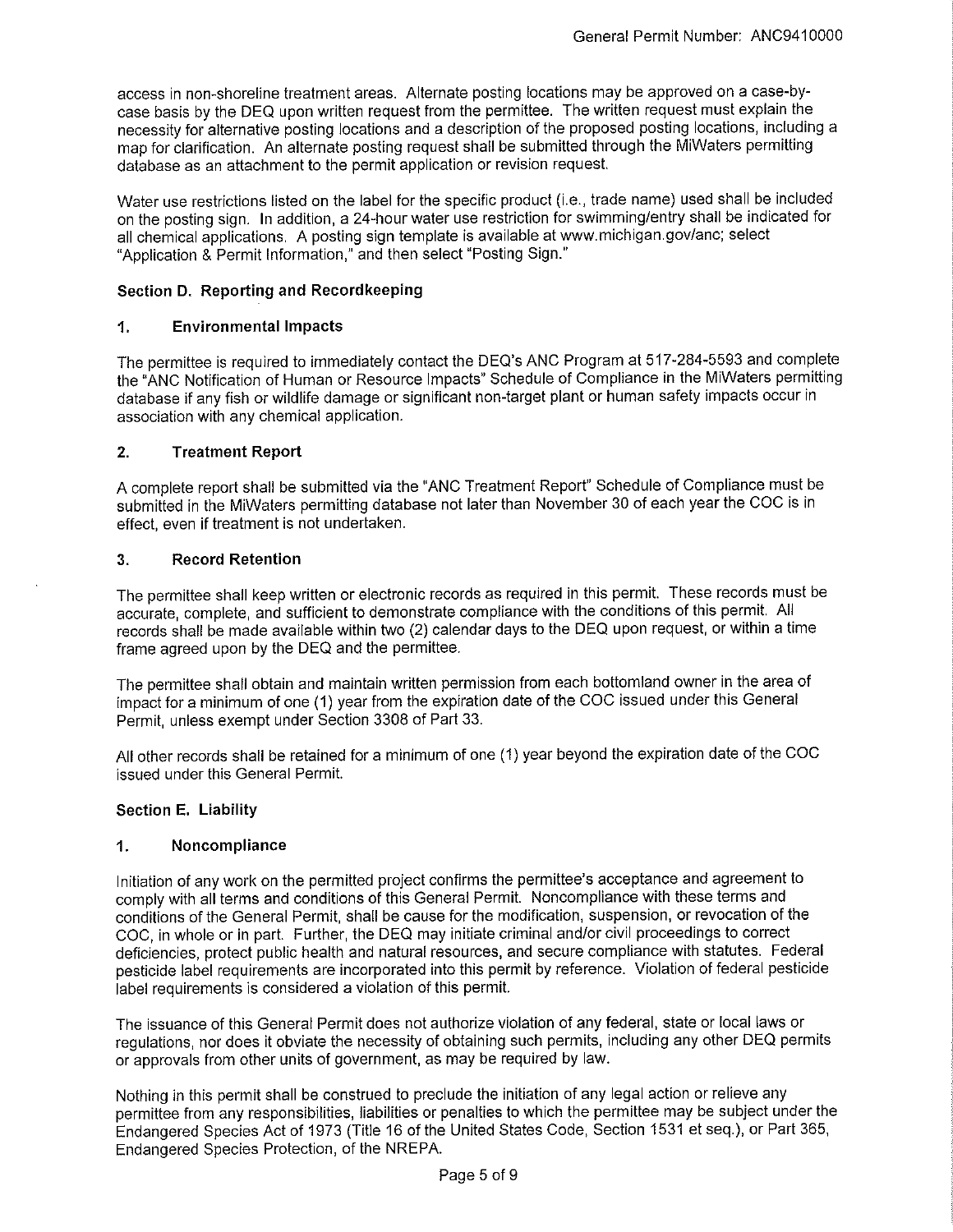access in non-shoreline treatment areas. Alternate posting locations may be approved on a case-by-case basis by the DEQ upon written request from the permittee. The written request must explain the necessity for alternative posting locations and a description of the proposed posting locations, including a map for clarification. An alternate posting request shall be submitted through the MiWaters permitting database as an attachment to the permit application or revision request.

Water use restrictions listed on the label for the specific product (i.e., trade name) used shall be included on the posting sign. In addition, a 24-hour water use restriction for swimming/entry shall be indicated for all chemical applications. A posting sign template is available at www.michigan.gov/anc; select "Application & Permit Information," and then select "Posting Sign."

### Section D. Reporting and Recordkeeping

#### 1. Environmental Impacts

The permittee is required to immediately contact the DEQ's ANC Program at 517-284-5593 and complete the "ANC Notification of Human or Resource Impacts" Schedule of Compliance in the MiWaters permitting database if any fish or wildlife damage or significant non-target plant or human safety impacts occur in association with any chemical application.

#### 2. Treatment Report

A complete report shall be submitted via the "ANC Treatment Report" Schedule of Compliance must be submitted in the MiWaters permitting database not later than November 30 of each year the COC is in effect, even if treatment is not undertaken.

#### 3. Record Retention

The permittee shall keep written or electronic records as required in this permit. These records must be accurate, complete, and sufficient to demonstrate compliance with the conditions of this permit. All records shall be made available within two (2) calendar days to the DEQ upon request, or within a time frame agreed upon by the DEQ and the permittee.

The permittee shall obtain and maintain written permission from each bottomland owner in the area of impact for a minimum of one (1) year from the expiration date of the COC issued under this General Permit, unless exempt under Section 3308 of Part 33.

All other records shall be retained for a minimum of one (1) year beyond the expiration date of the COC issued under this General Permit.

### Section E. Liability

#### 1. Noncompliance

Initiation of any work on the permitted project confirms the permittee's acceptance and agreement to comply with all terms and conditions of this General Permit. Noncompliance with these terms and conditions of the General Permit, shall be cause for the modification, suspension, or revocation of the COC, in whole or in part. Further, the DEQ may initiate criminal and/or civil proceedings to correct deficiencies, protect public health and natural resources, and secure compliance with statutes. Federal pesticide label requirements are incorporated into this permit by reference. Violation of federal pesticide label requirements is considered a violation of this permit.

The issuance of this General Permit does not authorize violation of any federal, state or local laws or regulations, nor does it obviate the necessity of obtaining such permits, including any other DEQ permits or approvals from other units of government, as may be required by law.

Nothing in this permit shall be construed to preclude the initiation of any legal action or relieve any permittee from any responsibilities, liabilities or penalties to which the permittee may be subject under the Endangered Species Act of 1973 (Title 16 of the United States Code, Section 1531 et seq.), or Part 365, Endangered Species Protection, of the NREPA.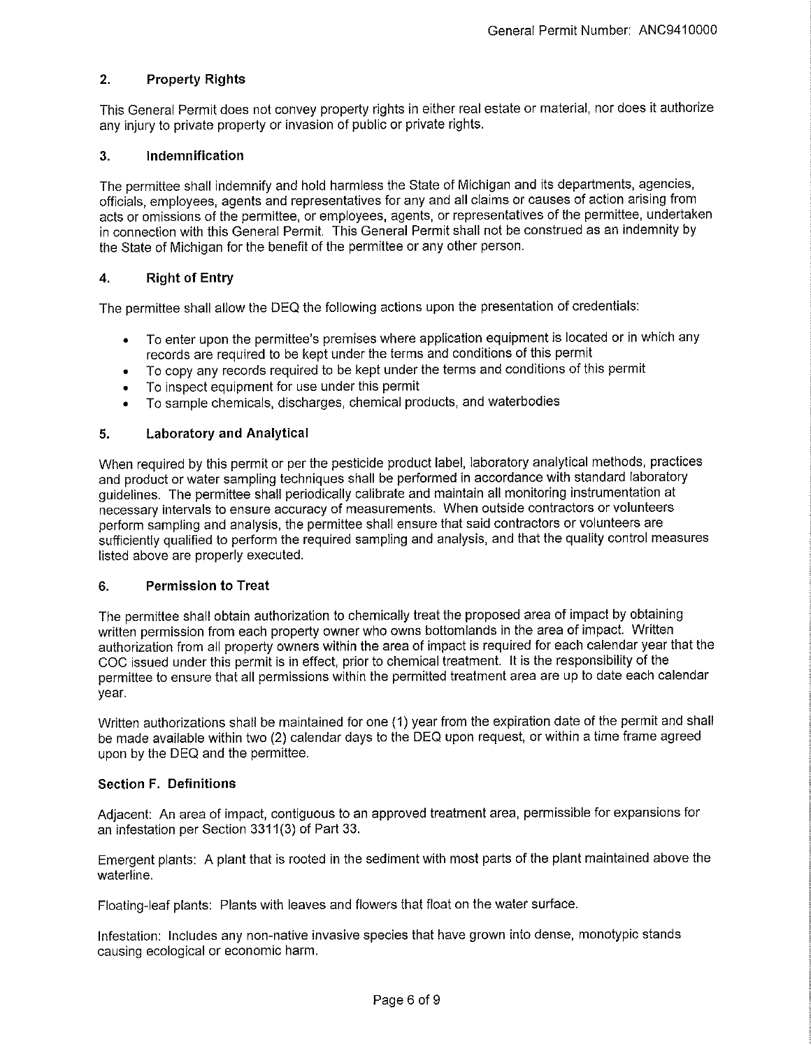### 2. Property Rights

This General Permit does not convey property rights in either real estate or material, nor does it authorize any injury to private property or invasion of public or private rights.

### 3. Indemnification

The permittee shall indemnify and hold harmless the State of Michigan and its departments, agencies, officials, employees, agents and representatives for any and all claims or causes of action arising from acts or omissions of the permittee, or employees, agents, or representatives of the permittee, undertaken in connection with this General Permit. This General Permit shall not be construed as an indemnity by the State of Michigan for the benefit of the permittee or any other person.

### 4. Right of Entry

The permittee shall allow the DEQ the following actions upon the presentation of credentials:

- To enter upon the permittee's premises where application equipment is located or in which any records are required to be kept under the terms and conditions of this permit
- To copy any records required to be kept under the terms and conditions of this permit
- To inspect equipment for use under this permit
- To sample chemicals, discharges, chemical products, and waterbodies

### 5. Laboratory and Analytical

When required by this permit or per the pesticide product label, laboratory analytical methods, practices and product or water sampling techniques shall be performed in accordance with standard laboratory guidelines. The permittee shall periodically calibrate and maintain all monitoring instrumentation at necessary intervals to ensure accuracy of measurements. When outside contractors or volunteers perform sampling and analysis, the permittee shall ensure that said contractors or volunteers are sufficiently qualified to perform the required sampling and analysis, and that the quality control measures listed above are properly executed.

### 6. Permission to Treat

The permittee shall obtain authorization to chemically treat the proposed area of impact by obtaining written permission from each property owner who owns bottomlands in the area of impact. Written authorization from all property owners within the area of impact is required for each calendar year that the COC issued under this permit is in effect, prior to chemical treatment. It is the responsibility of the permittee to ensure that all permissions within the permitted treatment area are up to date each calendar year.

Written authorizations shall be maintained for one (1) year from the expiration date of the permit and shall be made available within two (2) calendar days to the DEQ upon request, or within a time frame agreed upon by the DEQ and the permittee.

## Section F. Definitions

Adjacent: An area of impact, contiguous to an approved treatment area, permissible for expansions for an infestation per Section 3311(3) of Part 33.

Emergent plants: A plant that is rooted in the sediment with most parts of the plant maintained above the waterline.

Floating-leaf plants: Plants with leaves and flowers that float on the water surface.

Infestation: Includes any non-native invasive species that have grown into dense, monotypic stands causing ecological or economic harm.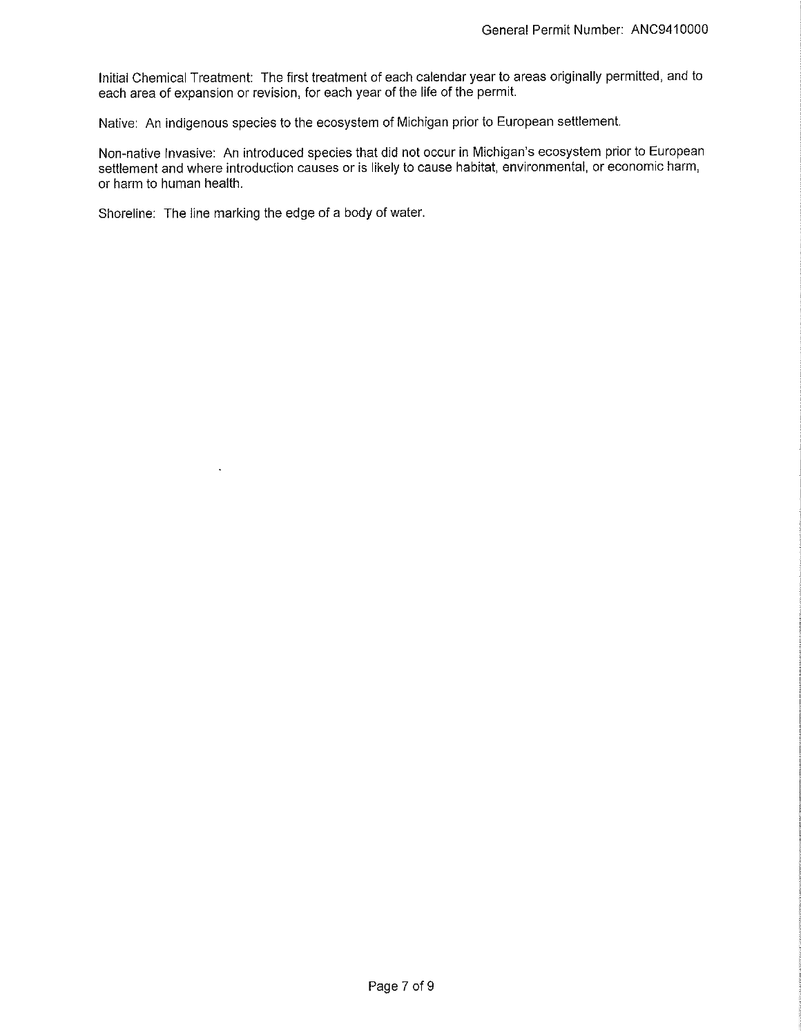Initial Chemical Treatment: The first treatment of each calendar year to areas originally permitted, and to each area of expansion or revision, for each year of the life of the permit.

Native: An indigenous species to the ecosystem of Michigan prior to European settlement.

Non-native Invasive: An introduced species that did not occur in Michigan's ecosystem prior to European settlement and where introduction causes or is likely to cause habitat, environmental, or economic harm, or harm to human health.

Shoreline: The line marking the edge of a body of water.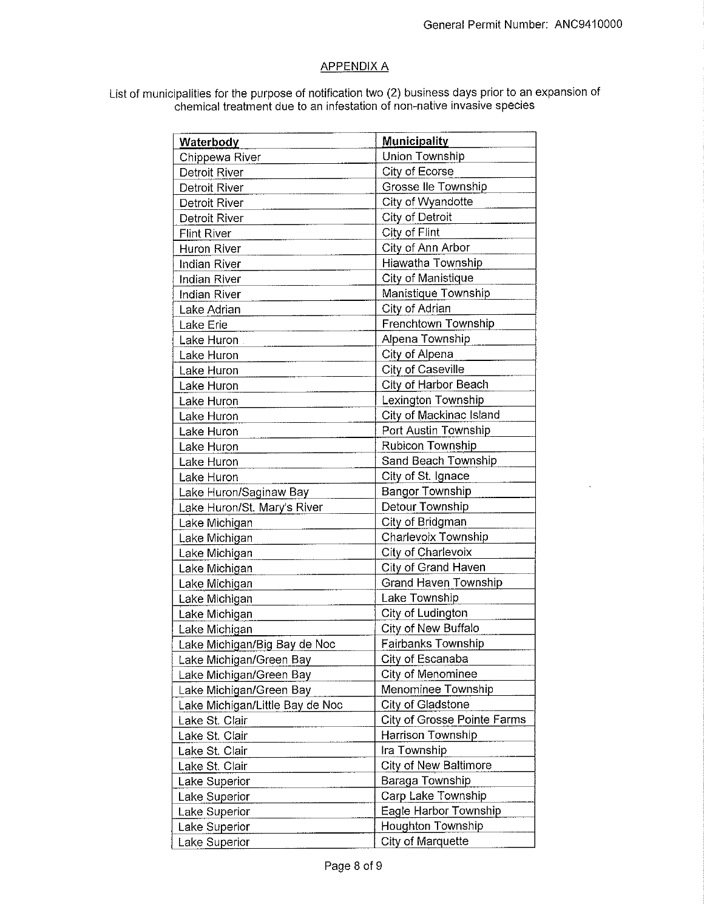## APPENDIX A

List of municipalities for the purpose of notification two (2) business days prior to an expansion of chemical treatment due to an infestation of non-native invasive species

| Waterbody | Municipality |
|---|---|
| Chippewa River | Union Township |
| Detroit River | City of Ecorse |
| Detroit River | Grosse Ile Township |
| Detroit River | City of Wyandotte |
| Detroit River | City of Detroit |
| Flint River | City of Flint |
| Huron River | City of Ann Arbor |
| Indian River | Hiawatha Township |
| Indian River | City of Manistique |
| Indian River | Manistique Township |
| Lake Adrian | City of Adrian |
| Lake Erie | Frenchtown Township |
| Lake Huron | Alpena Township |
| Lake Huron | City of Alpena |
| Lake Huron | City of Caseville |
| Lake Huron | City of Harbor Beach |
| Lake Huron | Lexington Township |
| Lake Huron | City of Mackinac Island |
| Lake Huron | Port Austin Township |
| Lake Huron | Rubicon Township |
| Lake Huron | Sand Beach Township |
| Lake Huron | City of St. Ignace |
| Lake Huron/Saginaw Bay | Bangor Township |
| Lake Huron/St. Mary's River | Detour Township |
| Lake Michigan | City of Bridgman |
| Lake Michigan | Charlevoix Township |
| Lake Michigan | City of Charlevoix |
| Lake Michigan | City of Grand Haven |
| Lake Michigan | Grand Haven Township |
| Lake Michigan | Lake Township |
| Lake Michigan | City of Ludington |
| Lake Michigan | City of New Buffalo |
| Lake Michigan/Big Bay de Noc | Fairbanks Township |
| Lake Michigan/Green Bay | City of Escanaba |
| Lake Michigan/Green Bay | City of Menominee |
| Lake Michigan/Green Bay | Menominee Township |
| Lake Michigan/Little Bay de Noc | City of Gladstone |
| Lake St. Clair | City of Grosse Pointe Farms |
| Lake St. Clair | Harrison Township |
| Lake St. Clair | Ira Township |
| Lake St. Clair | City of New Baltimore |
| Lake Superior | Baraga Township |
| Lake Superior | Carp Lake Township |
| Lake Superior | Eagle Harbor Township |
| Lake Superior | Houghton Township |
| Lake Superior | City of Marquette |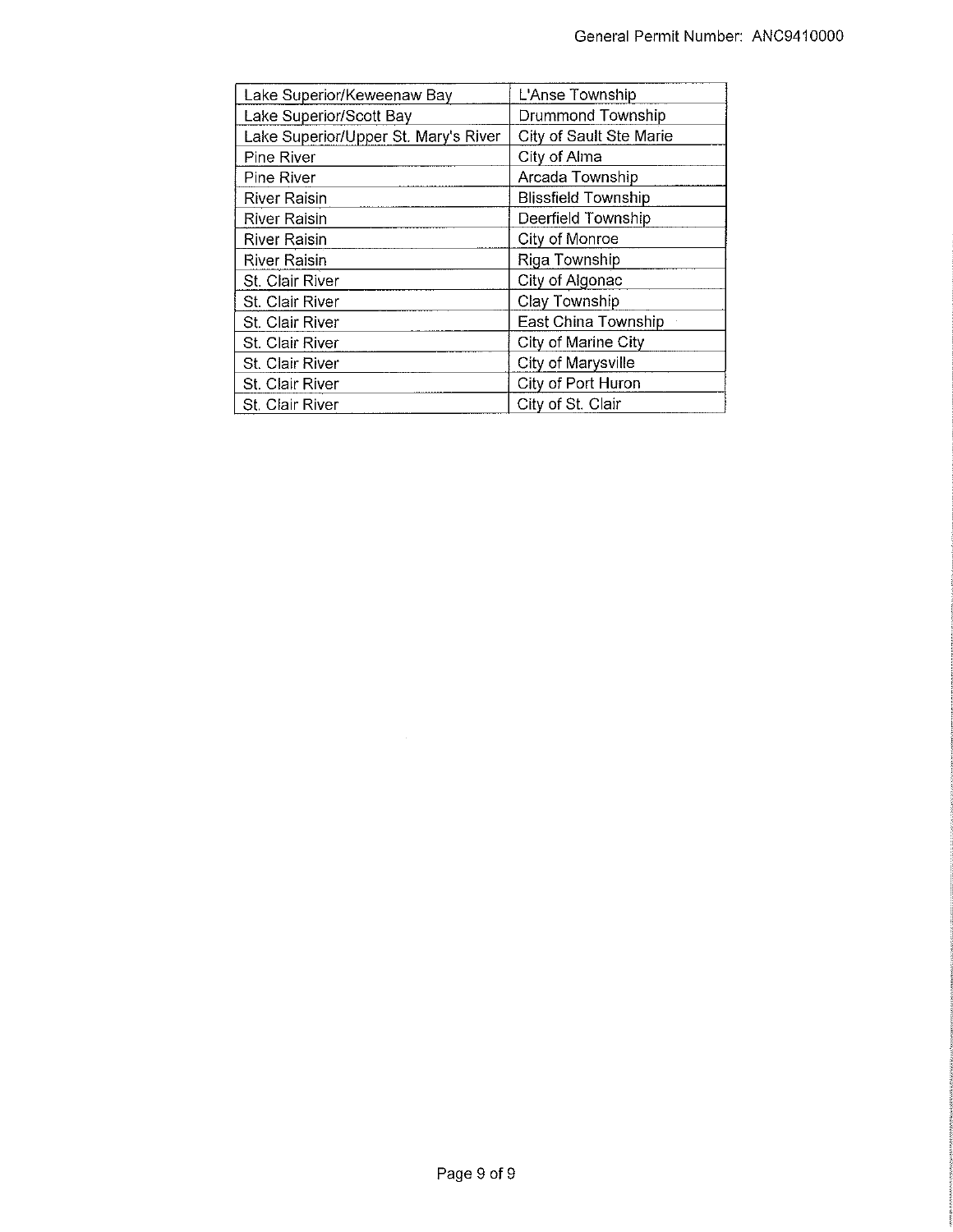| | |
|---|---|
| Lake Superior/Keweenaw Bay | L'Anse Township |
| Lake Superior/Scott Bay | Drummond Township |
| Lake Superior/Upper St. Mary's River | City of Sault Ste Marie |
| Pine River | City of Alma |
| Pine River | Arcada Township |
| River Raisin | Blissfield Township |
| River Raisin | Deerfield Township |
| River Raisin | City of Monroe |
| River Raisin | Riga Township |
| St. Clair River | City of Algonac |
| St. Clair River | Clay Township |
| St. Clair River | East China Township |
| St. Clair River | City of Marine City |
| St. Clair River | City of Marysville |
| St. Clair River | City of Port Huron |
| St. Clair River | City of St. Clair |